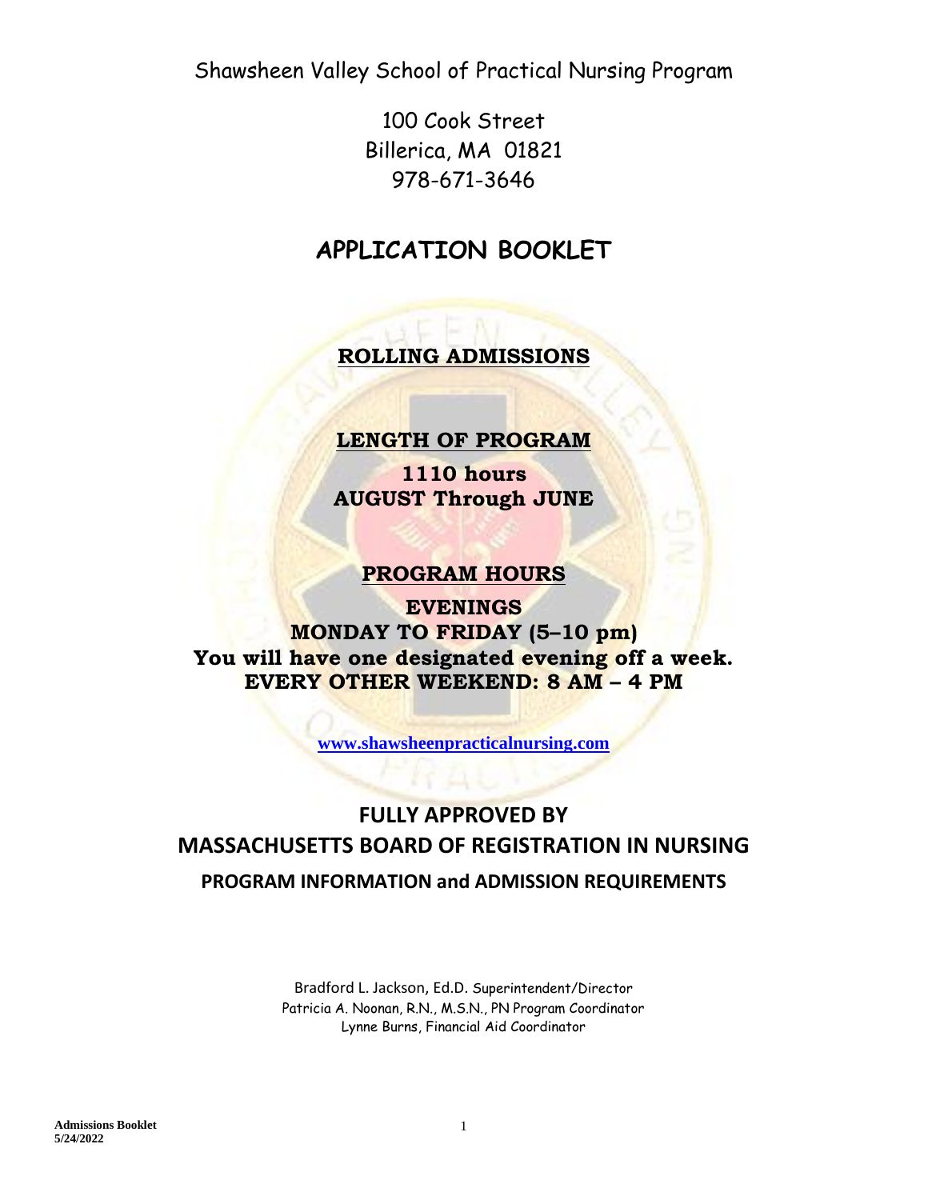Shawsheen Valley School of Practical Nursing Program

100 Cook Street
Billerica, MA 01821
978-671-3646

# APPLICATION BOOKLET

## ROLLING ADMISSIONS

## LENGTH OF PROGRAM

**1110 hours**
**AUGUST Through JUNE**

## PROGRAM HOURS

**EVENINGS**
**MONDAY TO FRIDAY (5–10 pm)**
**You will have one designated evening off a week.**
**EVERY OTHER WEEKEND: 8 AM – 4 PM**

www.shawsheenpracticalnursing.com

## FULLY APPROVED BY
## MASSACHUSETTS BOARD OF REGISTRATION IN NURSING

### PROGRAM INFORMATION and ADMISSION REQUIREMENTS

Bradford L. Jackson, Ed.D. Superintendent/Director
Patricia A. Noonan, R.N., M.S.N., PN Program Coordinator
Lynne Burns, Financial Aid Coordinator

Admissions Booklet
5/24/2022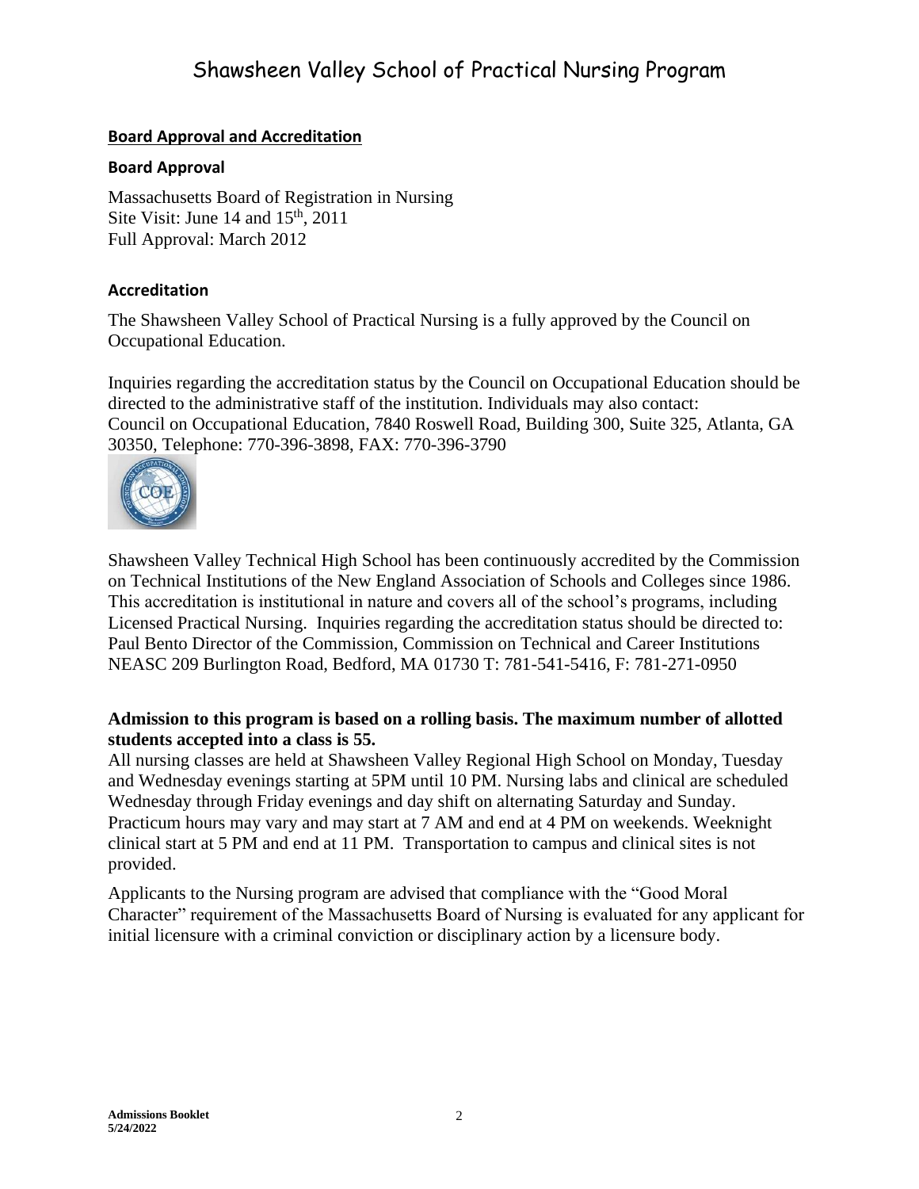## Board Approval and Accreditation

### Board Approval

Massachusetts Board of Registration in Nursing
Site Visit: June 14 and 15th, 2011
Full Approval: March 2012

### Accreditation

The Shawsheen Valley School of Practical Nursing is a fully approved by the Council on Occupational Education.

Inquiries regarding the accreditation status by the Council on Occupational Education should be directed to the administrative staff of the institution. Individuals may also contact:
Council on Occupational Education, 7840 Roswell Road, Building 300, Suite 325, Atlanta, GA 30350, Telephone: 770-396-3898, FAX: 770-396-3790

Shawsheen Valley Technical High School has been continuously accredited by the Commission on Technical Institutions of the New England Association of Schools and Colleges since 1986. This accreditation is institutional in nature and covers all of the school's programs, including Licensed Practical Nursing. Inquiries regarding the accreditation status should be directed to: Paul Bento Director of the Commission, Commission on Technical and Career Institutions NEASC 209 Burlington Road, Bedford, MA 01730 T: 781-541-5416, F: 781-271-0950

**Admission to this program is based on a rolling basis. The maximum number of allotted students accepted into a class is 55.**

All nursing classes are held at Shawsheen Valley Regional High School on Monday, Tuesday and Wednesday evenings starting at 5PM until 10 PM. Nursing labs and clinical are scheduled Wednesday through Friday evenings and day shift on alternating Saturday and Sunday. Practicum hours may vary and may start at 7 AM and end at 4 PM on weekends. Weeknight clinical start at 5 PM and end at 11 PM. Transportation to campus and clinical sites is not provided.

Applicants to the Nursing program are advised that compliance with the "Good Moral Character" requirement of the Massachusetts Board of Nursing is evaluated for any applicant for initial licensure with a criminal conviction or disciplinary action by a licensure body.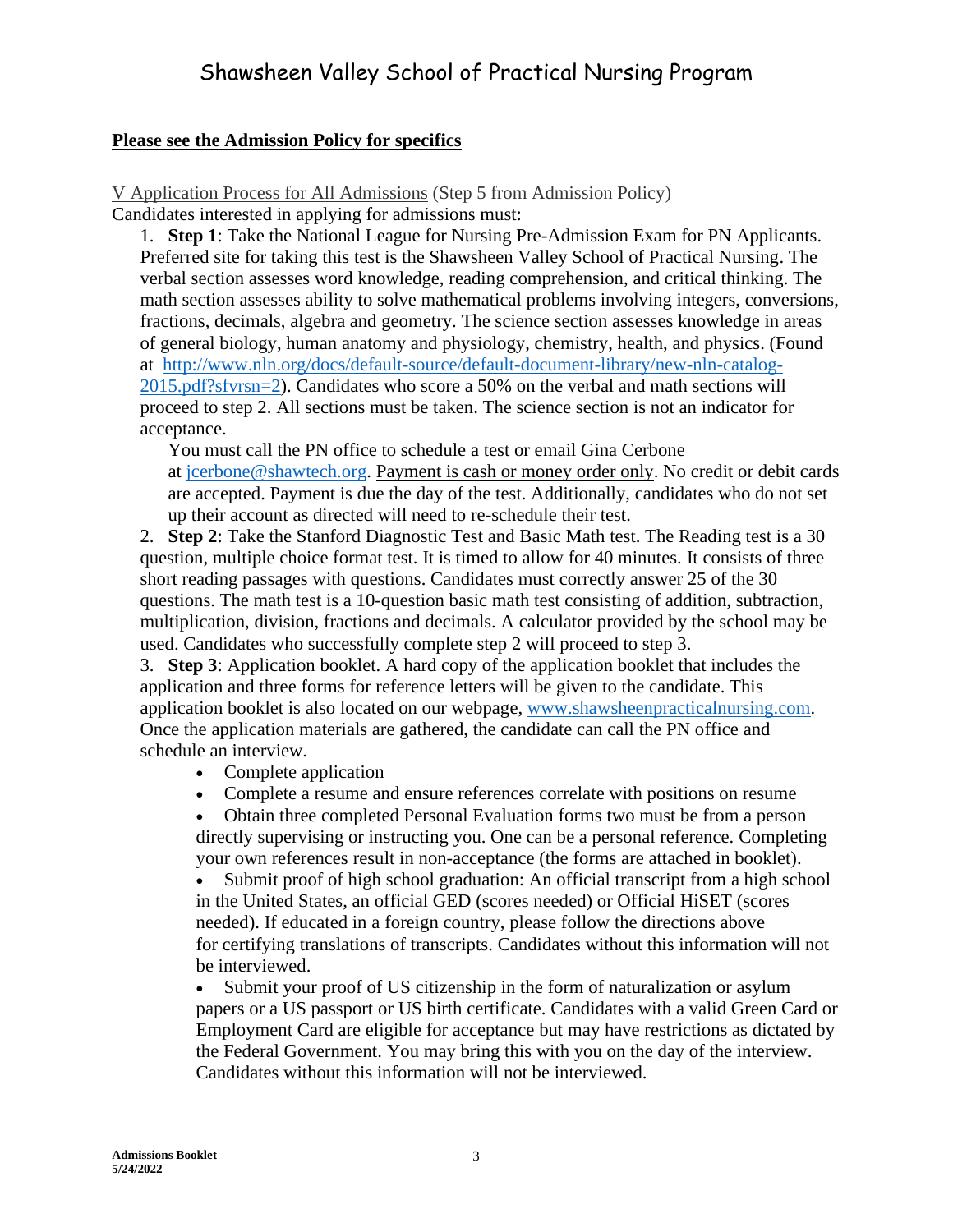# Shawsheen Valley School of Practical Nursing Program

**Please see the Admission Policy for specifics**

V Application Process for All Admissions (Step 5 from Admission Policy)

Candidates interested in applying for admissions must:

1. **Step 1**: Take the National League for Nursing Pre-Admission Exam for PN Applicants. Preferred site for taking this test is the Shawsheen Valley School of Practical Nursing. The verbal section assesses word knowledge, reading comprehension, and critical thinking. The math section assesses ability to solve mathematical problems involving integers, conversions, fractions, decimals, algebra and geometry. The science section assesses knowledge in areas of general biology, human anatomy and physiology, chemistry, health, and physics. (Found at [http://www.nln.org/docs/default-source/default-document-library/new-nln-catalog-2015.pdf?sfvrsn=2](http://www.nln.org/docs/default-source/default-document-library/new-nln-catalog-2015.pdf?sfvrsn=2)). Candidates who score a 50% on the verbal and math sections will proceed to step 2. All sections must be taken. The science section is not an indicator for acceptance.

   You must call the PN office to schedule a test or email Gina Cerbone at [jcerbone@shawtech.org](mailto:jcerbone@shawtech.org). Payment is cash or money order only. No credit or debit cards are accepted. Payment is due the day of the test. Additionally, candidates who do not set up their account as directed will need to re-schedule their test.

2. **Step 2**: Take the Stanford Diagnostic Test and Basic Math test. The Reading test is a 30 question, multiple choice format test. It is timed to allow for 40 minutes. It consists of three short reading passages with questions. Candidates must correctly answer 25 of the 30 questions. The math test is a 10-question basic math test consisting of addition, subtraction, multiplication, division, fractions and decimals. A calculator provided by the school may be used. Candidates who successfully complete step 2 will proceed to step 3.

3. **Step 3**: Application booklet. A hard copy of the application booklet that includes the application and three forms for reference letters will be given to the candidate. This application booklet is also located on our webpage, [www.shawsheenpracticalnursing.com](http://www.shawsheenpracticalnursing.com). Once the application materials are gathered, the candidate can call the PN office and schedule an interview.

   - Complete application
   - Complete a resume and ensure references correlate with positions on resume
   - Obtain three completed Personal Evaluation forms two must be from a person directly supervising or instructing you. One can be a personal reference. Completing your own references result in non-acceptance (the forms are attached in booklet).
   - Submit proof of high school graduation: An official transcript from a high school in the United States, an official GED (scores needed) or Official HiSET (scores needed). If educated in a foreign country, please follow the directions above for certifying translations of transcripts. Candidates without this information will not be interviewed.
   - Submit your proof of US citizenship in the form of naturalization or asylum papers or a US passport or US birth certificate. Candidates with a valid Green Card or Employment Card are eligible for acceptance but may have restrictions as dictated by the Federal Government. You may bring this with you on the day of the interview. Candidates without this information will not be interviewed.

**Admissions Booklet**
**5/24/2022**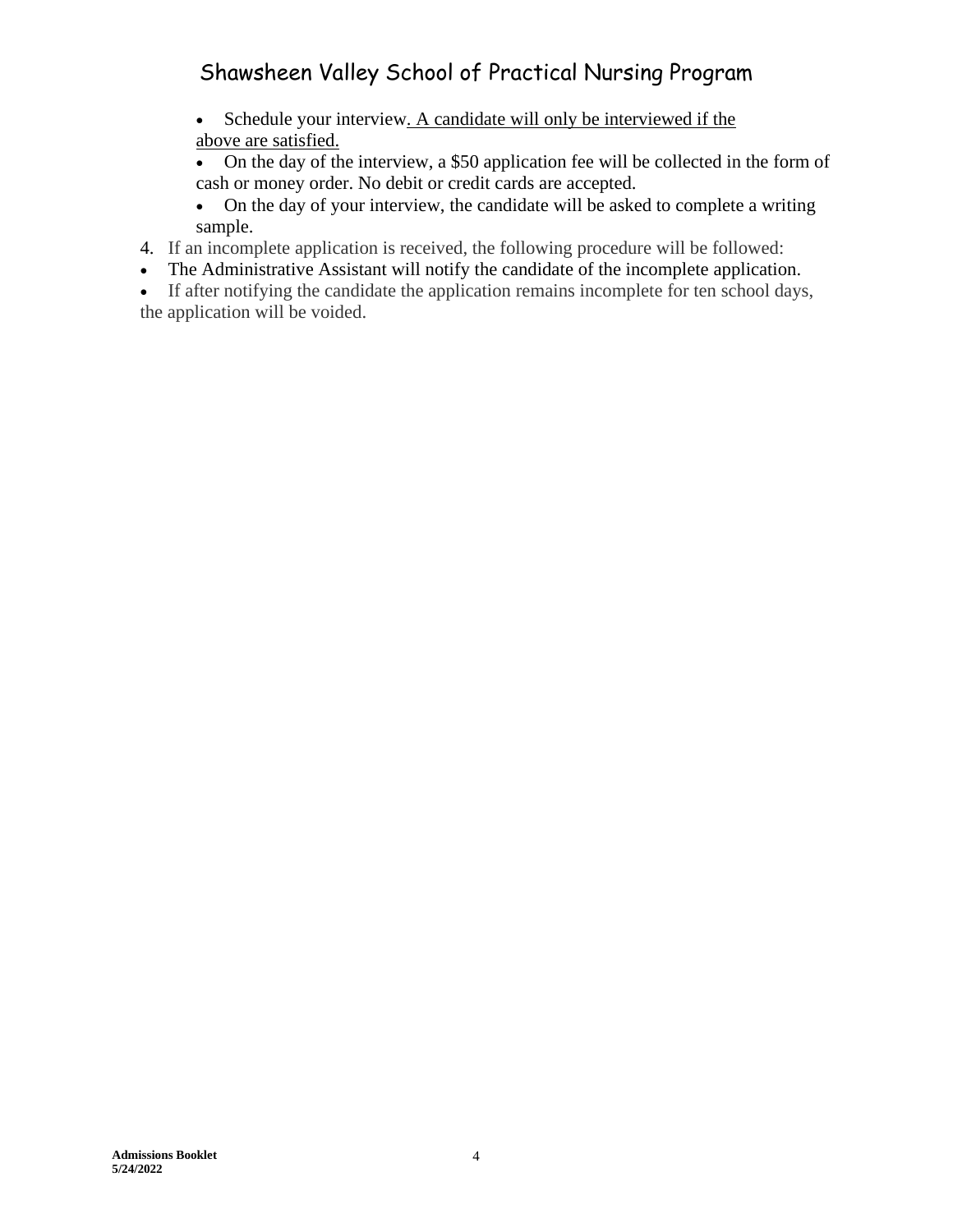- Schedule your interview. A candidate will only be interviewed if the above are satisfied.
- On the day of the interview, a $50 application fee will be collected in the form of cash or money order. No debit or credit cards are accepted.
- On the day of your interview, the candidate will be asked to complete a writing sample.

4. If an incomplete application is received, the following procedure will be followed:

- The Administrative Assistant will notify the candidate of the incomplete application.
- If after notifying the candidate the application remains incomplete for ten school days, the application will be voided.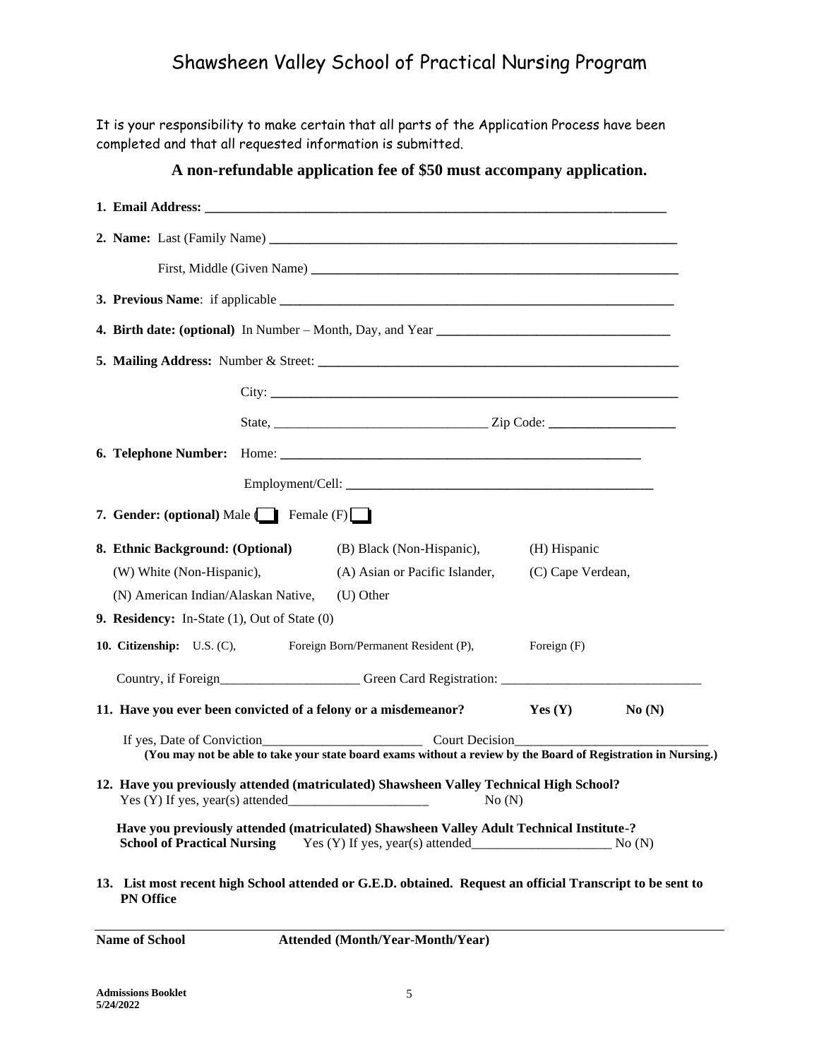# Shawsheen Valley School of Practical Nursing Program

It is your responsibility to make certain that all parts of the Application Process have been completed and that all requested information is submitted.

**A non-refundable application fee of $50 must accompany application.**

**1. Email Address:** ______________________________________________________________________

**2. Name:** Last (Family Name) ______________________________________________________________

First, Middle (Given Name) ______________________________________________________

**3. Previous Name**: if applicable ______________________________________________________

**4. Birth date: (optional)** In Number – Month, Day, and Year ___________________________________

**5. Mailing Address:** Number & Street: ______________________________________________________

City: ______________________________________________________________

State, _______________________________ Zip Code: __________________

**6. Telephone Number:** Home: ______________________________________________________

Employment/Cell: ____________________________________________

**7. Gender: (optional)** Male (☐ Female (F) ☐

**8. Ethnic Background: (Optional)** (B) Black (Non-Hispanic), (H) Hispanic

(W) White (Non-Hispanic), (A) Asian or Pacific Islander, (C) Cape Verdean,

(N) American Indian/Alaskan Native, (U) Other

**9. Residency:** In-State (1), Out of State (0)

**10. Citizenship:** U.S. (C), Foreign Born/Permanent Resident (P), Foreign (F)

Country, if Foreign____________________ Green Card Registration: _____________________________

**11. Have you ever been convicted of a felony or a misdemeanor? Yes (Y) No (N)**

If yes, Date of Conviction_______________________ Court Decision_____________________________

**(You may not be able to take your state board exams without a review by the Board of Registration in Nursing.)**

**12. Have you previously attended (matriculated) Shawsheen Valley Technical High School?**
Yes (Y) If yes, year(s) attended_____________________ No (N)

**Have you previously attended (matriculated) Shawsheen Valley Adult Technical Institute-?**
**School of Practical Nursing** Yes (Y) If yes, year(s) attended_____________________ No (N)

**13. List most recent high School attended or G.E.D. obtained. Request an official Transcript to be sent to PN Office**

| Name of School | Attended (Month/Year-Month/Year) |
|---|---|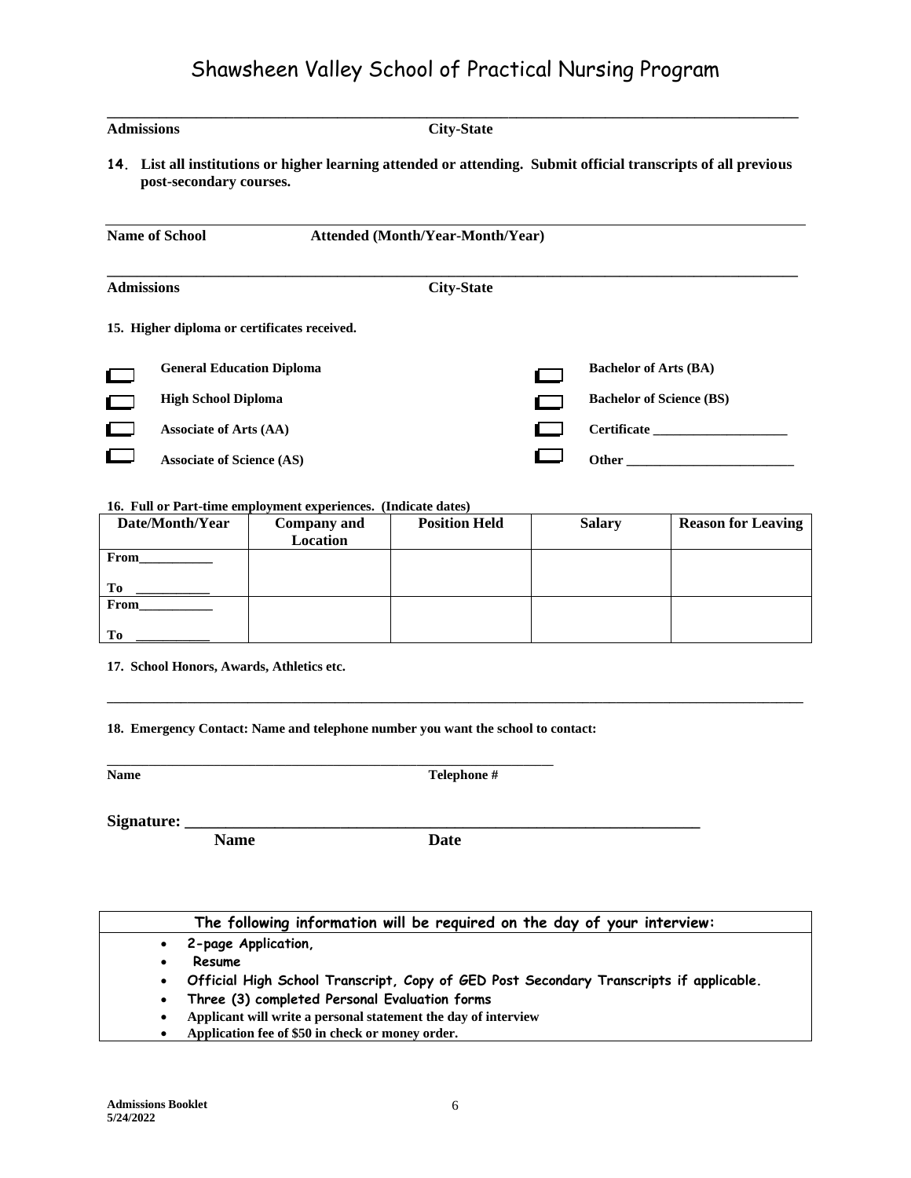# Shawsheen Valley School of Practical Nursing Program

______________________________________________________________________________

**Admissions** **City-State**

**14. List all institutions or higher learning attended or attending. Submit official transcripts of all previous post-secondary courses.**

______________________________________________________________________________

**Name of School** **Attended (Month/Year-Month/Year)**

______________________________________________________________________________

**Admissions** **City-State**

**15. Higher diploma or certificates received.**

- ☐ **General Education Diploma**
- ☐ **High School Diploma**
- ☐ **Associate of Arts (AA)**
- ☐ **Associate of Science (AS)**
- ☐ **Bachelor of Arts (BA)**
- ☐ **Bachelor of Science (BS)**
- ☐ **Certificate ___________________**
- ☐ **Other _______________________**

**16. Full or Part-time employment experiences. (Indicate dates)**

| Date/Month/Year | Company and Location | Position Held | Salary | Reason for Leaving |
|---|---|---|---|---|
| From__________ To __________ | | | | |
| From__________ To __________ | | | | |

**17. School Honors, Awards, Athletics etc.**

______________________________________________________________________________

**18. Emergency Contact: Name and telephone number you want the school to contact:**

______________________________________________________________

**Name** **Telephone #**

**Signature: ______________________________________________________________**

**Name** **Date**

| The following information will be required on the day of your interview: |
|---|
| • 2-page Application,<br>• Resume<br>• Official High School Transcript, Copy of GED Post Secondary Transcripts if applicable.<br>• Three (3) completed Personal Evaluation forms<br>• Applicant will write a personal statement the day of interview<br>• Application fee of $50 in check or money order. |

**Admissions Booklet**
**5/24/2022**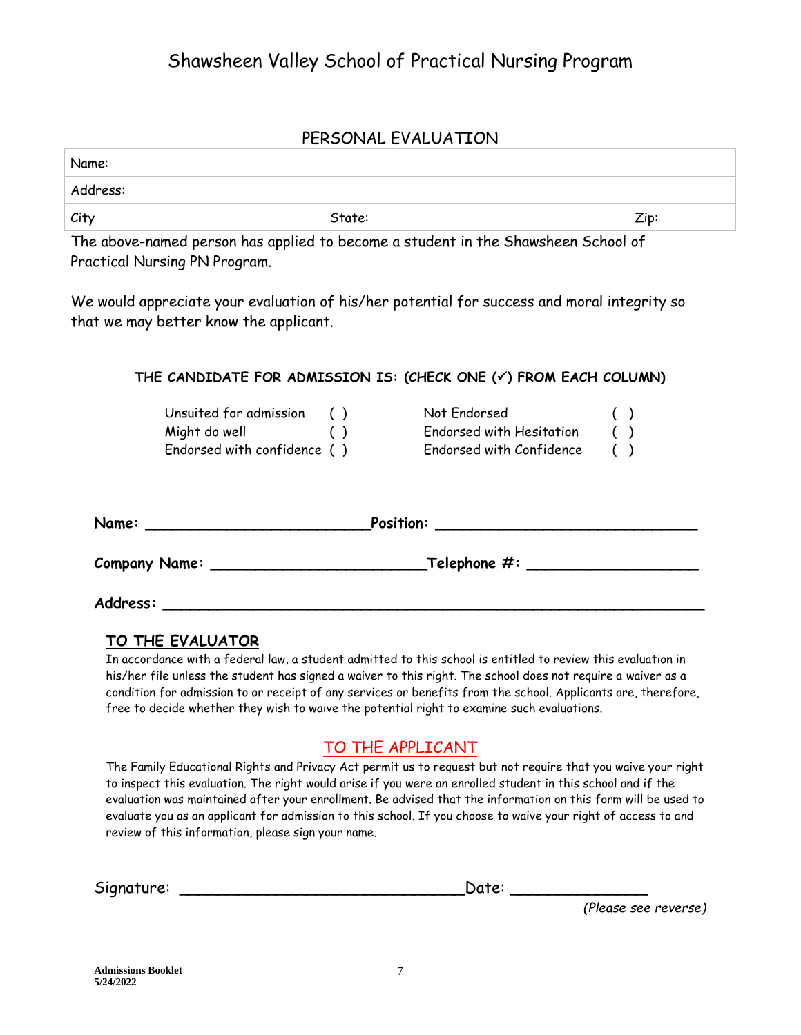# Shawsheen Valley School of Practical Nursing Program

## PERSONAL EVALUATION

| Name: | | |
|---|---|---|
| Address: | | |
| City | State: | Zip: |

The above-named person has applied to become a student in the Shawsheen School of Practical Nursing PN Program.

We would appreciate your evaluation of his/her potential for success and moral integrity so that we may better know the applicant.

**THE CANDIDATE FOR ADMISSION IS: (CHECK ONE (✓) FROM EACH COLUMN)**

| | | | |
|---|---|---|---|
| Unsuited for admission | ( ) | Not Endorsed | ( ) |
| Might do well | ( ) | Endorsed with Hesitation | ( ) |
| Endorsed with confidence | ( ) | Endorsed with Confidence | ( ) |

**Name:** ________________________ **Position:** ____________________________

**Company Name:** ________________________ **Telephone #:** ___________________

**Address:** ____________________________________________________________

### TO THE EVALUATOR

In accordance with a federal law, a student admitted to this school is entitled to review this evaluation in his/her file unless the student has signed a waiver to this right. The school does not require a waiver as a condition for admission to or receipt of any services or benefits from the school. Applicants are, therefore, free to decide whether they wish to waive the potential right to examine such evaluations.

### TO THE APPLICANT

The Family Educational Rights and Privacy Act permit us to request but not require that you waive your right to inspect this evaluation. The right would arise if you were an enrolled student in this school and if the evaluation was maintained after your enrollment. Be advised that the information on this form will be used to evaluate you as an applicant for admission to this school. If you choose to waive your right of access to and review of this information, please sign your name.

Signature: ______________________________ Date: _______________

*(Please see reverse)*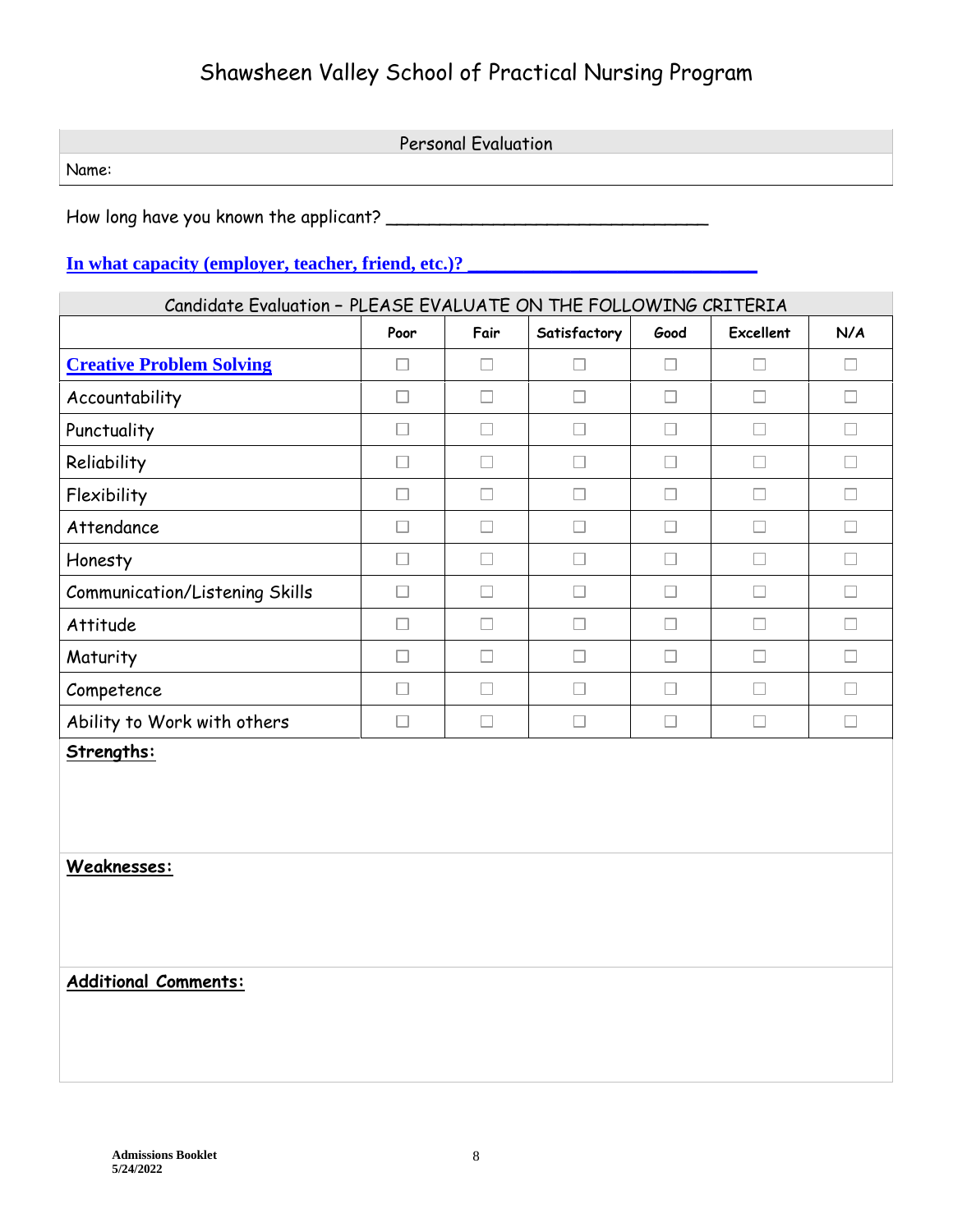# Shawsheen Valley School of Practical Nursing Program

## Personal Evaluation

Name:

How long have you known the applicant? ______________________________

**In what capacity (employer, teacher, friend, etc.)? ______________________________**

| Candidate Evaluation – PLEASE EVALUATE ON THE FOLLOWING CRITERIA | | | | | | |
|---|---|---|---|---|---|---|
| | **Poor** | **Fair** | **Satisfactory** | **Good** | **Excellent** | **N/A** |
| **Creative Problem Solving** | ☐ | ☐ | ☐ | ☐ | ☐ | ☐ |
| Accountability | ☐ | ☐ | ☐ | ☐ | ☐ | ☐ |
| Punctuality | ☐ | ☐ | ☐ | ☐ | ☐ | ☐ |
| Reliability | ☐ | ☐ | ☐ | ☐ | ☐ | ☐ |
| Flexibility | ☐ | ☐ | ☐ | ☐ | ☐ | ☐ |
| Attendance | ☐ | ☐ | ☐ | ☐ | ☐ | ☐ |
| Honesty | ☐ | ☐ | ☐ | ☐ | ☐ | ☐ |
| Communication/Listening Skills | ☐ | ☐ | ☐ | ☐ | ☐ | ☐ |
| Attitude | ☐ | ☐ | ☐ | ☐ | ☐ | ☐ |
| Maturity | ☐ | ☐ | ☐ | ☐ | ☐ | ☐ |
| Competence | ☐ | ☐ | ☐ | ☐ | ☐ | ☐ |
| Ability to Work with others | ☐ | ☐ | ☐ | ☐ | ☐ | ☐ |

**Strengths:**

**Weaknesses:**

**Additional Comments:**

**Admissions Booklet**
**5/24/2022**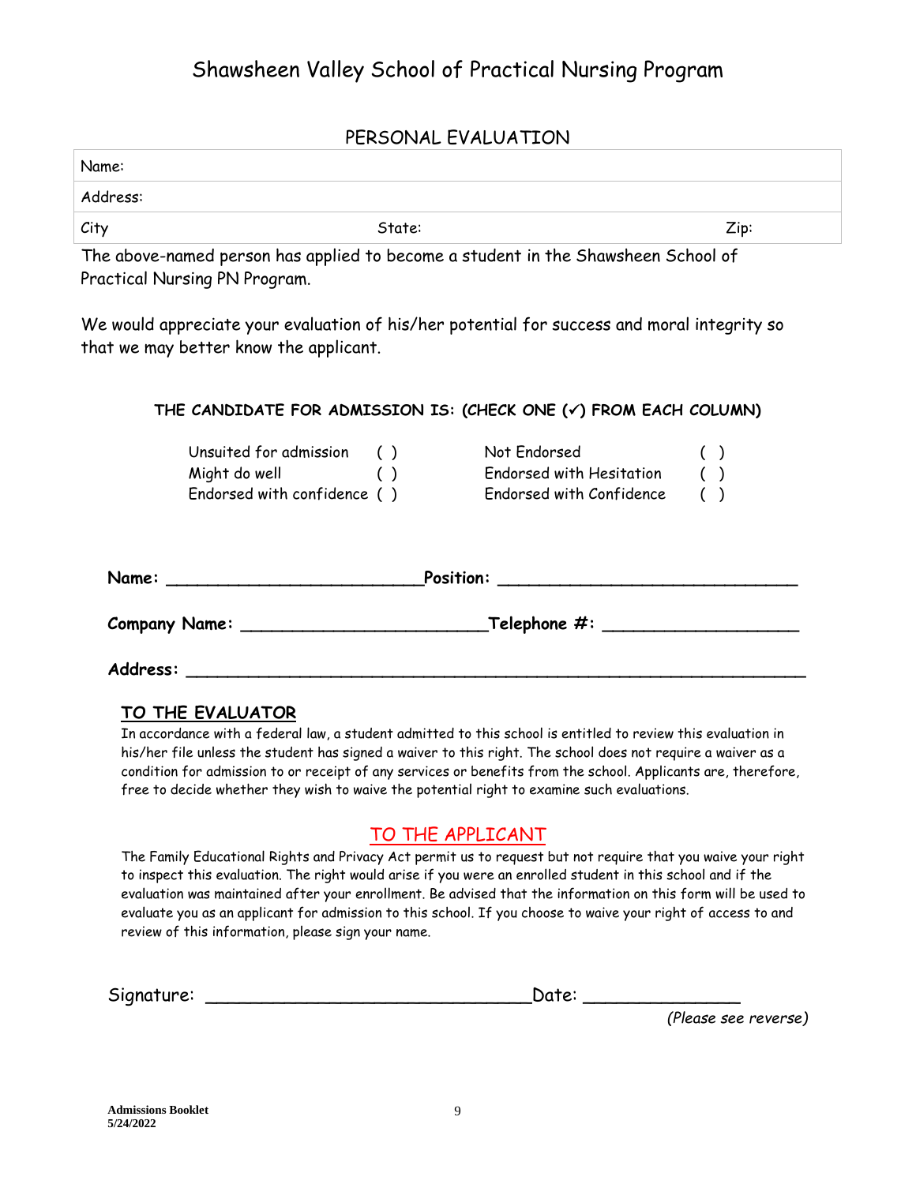# Shawsheen Valley School of Practical Nursing Program

## PERSONAL EVALUATION

| Name: | | |
|---|---|---|
| Address: | | |
| City | State: | Zip: |

The above-named person has applied to become a student in the Shawsheen School of Practical Nursing PN Program.

We would appreciate your evaluation of his/her potential for success and moral integrity so that we may better know the applicant.

**THE CANDIDATE FOR ADMISSION IS: (CHECK ONE (✓) FROM EACH COLUMN)**

| | | | |
|---|---|---|---|
| Unsuited for admission | ( ) | Not Endorsed | ( ) |
| Might do well | ( ) | Endorsed with Hesitation | ( ) |
| Endorsed with confidence | ( ) | Endorsed with Confidence | ( ) |

**Name:** ________________________ **Position:** ____________________________

**Company Name:** ________________________ **Telephone #:** __________________

**Address:** ____________________________________________________________

### TO THE EVALUATOR

In accordance with a federal law, a student admitted to this school is entitled to review this evaluation in his/her file unless the student has signed a waiver to this right. The school does not require a waiver as a condition for admission to or receipt of any services or benefits from the school. Applicants are, therefore, free to decide whether they wish to waive the potential right to examine such evaluations.

### TO THE APPLICANT

The Family Educational Rights and Privacy Act permit us to request but not require that you waive your right to inspect this evaluation. The right would arise if you were an enrolled student in this school and if the evaluation was maintained after your enrollment. Be advised that the information on this form will be used to evaluate you as an applicant for admission to this school. If you choose to waive your right of access to and review of this information, please sign your name.

Signature: ______________________________ Date: _______________

*(Please see reverse)*

**Admissions Booklet**
**5/24/2022**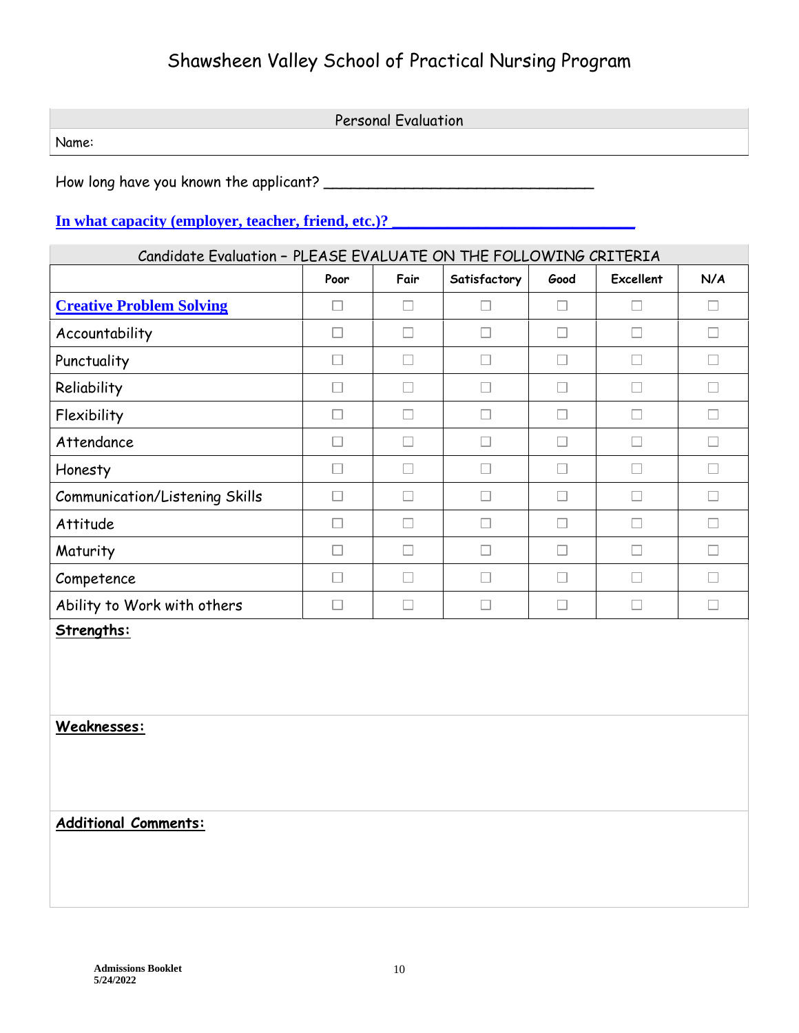# Shawsheen Valley School of Practical Nursing Program

## Personal Evaluation

Name:

How long have you known the applicant? ______________________________

**In what capacity (employer, teacher, friend, etc.)? ___________________________**

| Candidate Evaluation – PLEASE EVALUATE ON THE FOLLOWING CRITERIA | | | | | | |
|---|---|---|---|---|---|---|
| | **Poor** | **Fair** | **Satisfactory** | **Good** | **Excellent** | **N/A** |
| **Creative Problem Solving** | ☐ | ☐ | ☐ | ☐ | ☐ | ☐ |
| Accountability | ☐ | ☐ | ☐ | ☐ | ☐ | ☐ |
| Punctuality | ☐ | ☐ | ☐ | ☐ | ☐ | ☐ |
| Reliability | ☐ | ☐ | ☐ | ☐ | ☐ | ☐ |
| Flexibility | ☐ | ☐ | ☐ | ☐ | ☐ | ☐ |
| Attendance | ☐ | ☐ | ☐ | ☐ | ☐ | ☐ |
| Honesty | ☐ | ☐ | ☐ | ☐ | ☐ | ☐ |
| Communication/Listening Skills | ☐ | ☐ | ☐ | ☐ | ☐ | ☐ |
| Attitude | ☐ | ☐ | ☐ | ☐ | ☐ | ☐ |
| Maturity | ☐ | ☐ | ☐ | ☐ | ☐ | ☐ |
| Competence | ☐ | ☐ | ☐ | ☐ | ☐ | ☐ |
| Ability to Work with others | ☐ | ☐ | ☐ | ☐ | ☐ | ☐ |

**Strengths:**

**Weaknesses:**

**Additional Comments:**

**Admissions Booklet**
**5/24/2022**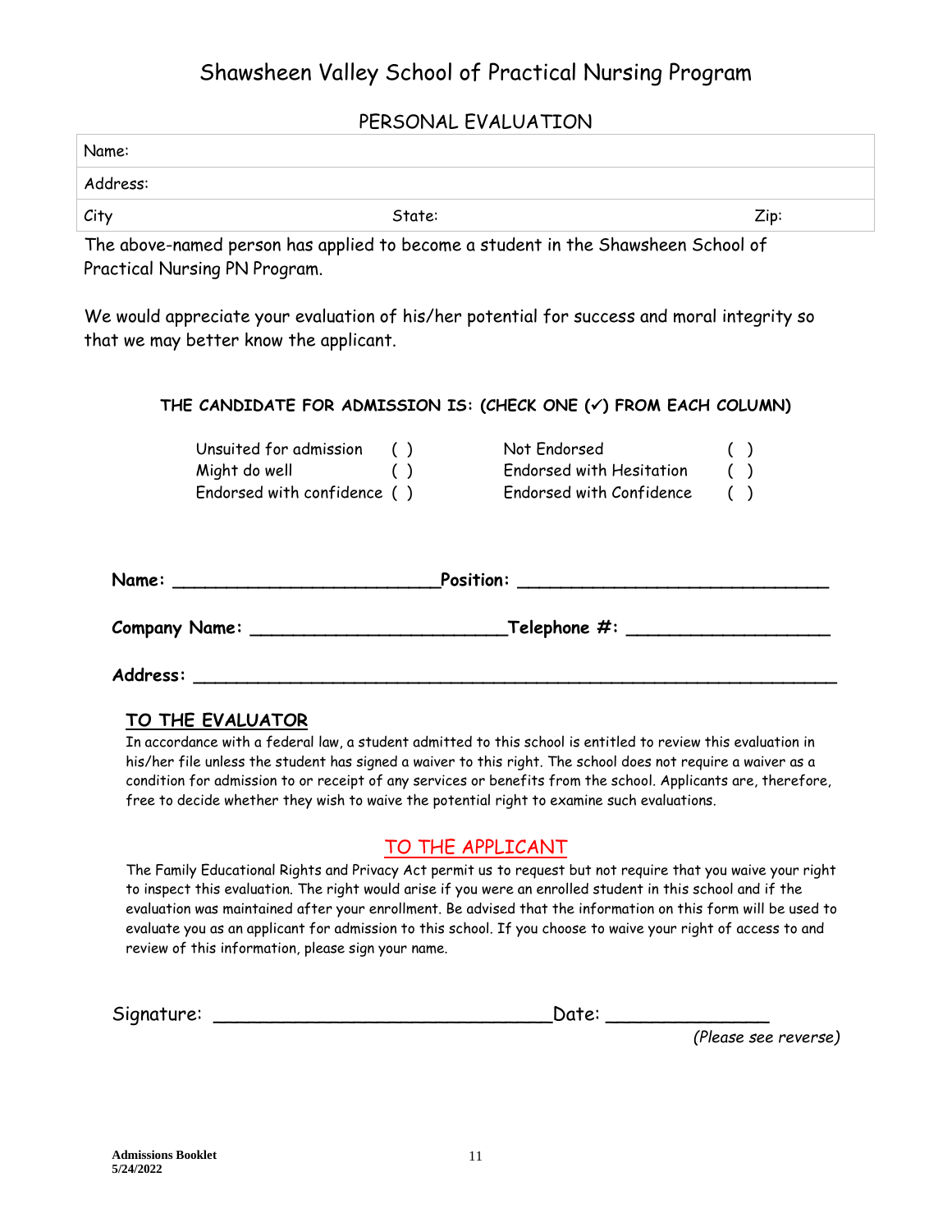# Shawsheen Valley School of Practical Nursing Program

## PERSONAL EVALUATION

| Name: | | |
|---|---|---|
| Address: | | |
| City | State: | Zip: |

The above-named person has applied to become a student in the Shawsheen School of Practical Nursing PN Program.

We would appreciate your evaluation of his/her potential for success and moral integrity so that we may better know the applicant.

**THE CANDIDATE FOR ADMISSION IS: (CHECK ONE (✓) FROM EACH COLUMN)**

| | | | |
|---|---|---|---|
| Unsuited for admission | ( ) | Not Endorsed | ( ) |
| Might do well | ( ) | Endorsed with Hesitation | ( ) |
| Endorsed with confidence | ( ) | Endorsed with Confidence | ( ) |

**Name:** _________________________ **Position:** _____________________________

**Company Name:** ________________________ **Telephone #:** ___________________

**Address:** _____________________________________________________________

### TO THE EVALUATOR

In accordance with a federal law, a student admitted to this school is entitled to review this evaluation in his/her file unless the student has signed a waiver to this right. The school does not require a waiver as a condition for admission to or receipt of any services or benefits from the school. Applicants are, therefore, free to decide whether they wish to waive the potential right to examine such evaluations.

### TO THE APPLICANT

The Family Educational Rights and Privacy Act permit us to request but not require that you waive your right to inspect this evaluation. The right would arise if you were an enrolled student in this school and if the evaluation was maintained after your enrollment. Be advised that the information on this form will be used to evaluate you as an applicant for admission to this school. If you choose to waive your right of access to and review of this information, please sign your name.

Signature: ________________________________ Date: _______________

*(Please see reverse)*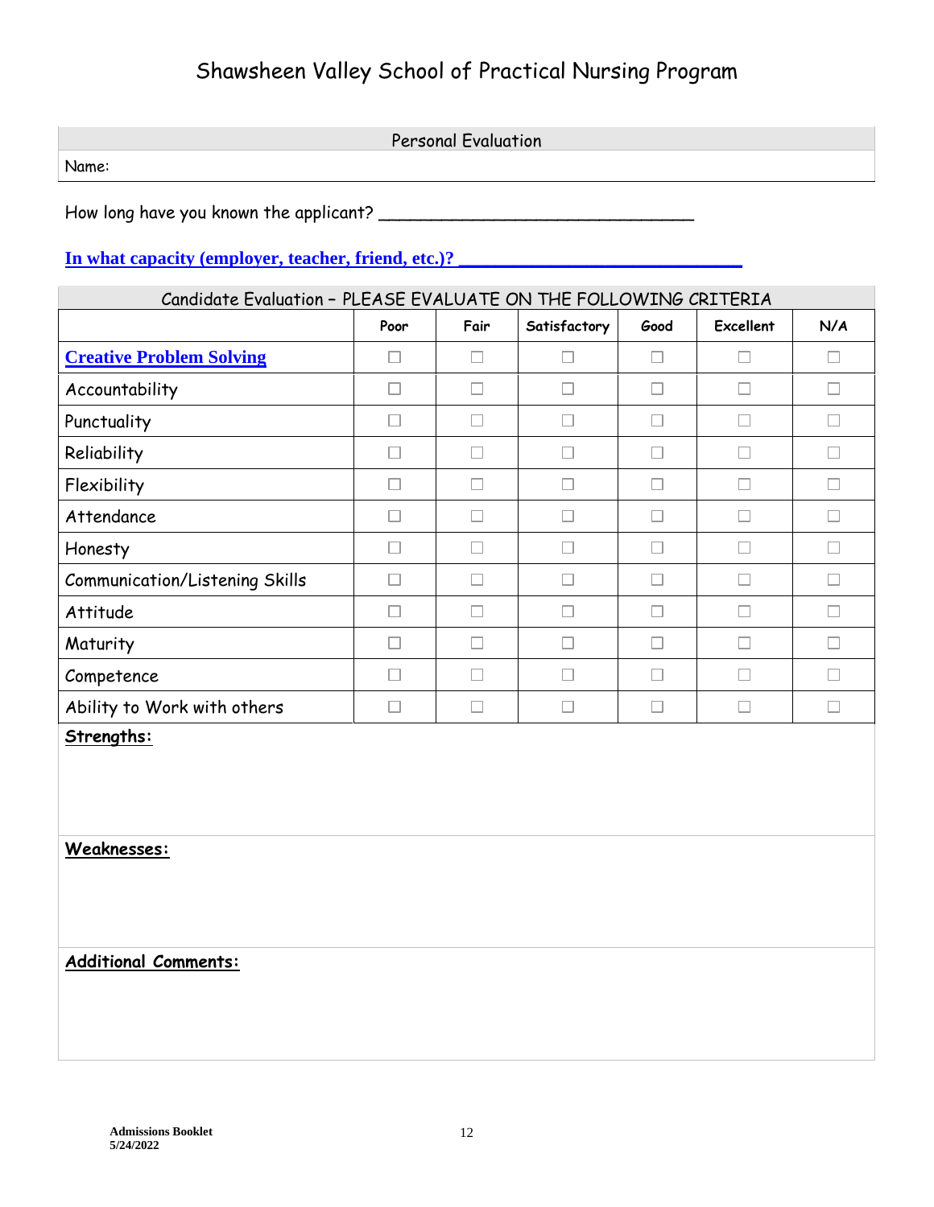# Shawsheen Valley School of Practical Nursing Program

| Personal Evaluation |
|---|
| Name: |

How long have you known the applicant? _______________________________

**In what capacity (employer, teacher, friend, etc.)? ___________________________**

Candidate Evaluation – PLEASE EVALUATE ON THE FOLLOWING CRITERIA

| | Poor | Fair | Satisfactory | Good | Excellent | N/A |
|---|---|---|---|---|---|---|
| **Creative Problem Solving** | ☐ | ☐ | ☐ | ☐ | ☐ | ☐ |
| Accountability | ☐ | ☐ | ☐ | ☐ | ☐ | ☐ |
| Punctuality | ☐ | ☐ | ☐ | ☐ | ☐ | ☐ |
| Reliability | ☐ | ☐ | ☐ | ☐ | ☐ | ☐ |
| Flexibility | ☐ | ☐ | ☐ | ☐ | ☐ | ☐ |
| Attendance | ☐ | ☐ | ☐ | ☐ | ☐ | ☐ |
| Honesty | ☐ | ☐ | ☐ | ☐ | ☐ | ☐ |
| Communication/Listening Skills | ☐ | ☐ | ☐ | ☐ | ☐ | ☐ |
| Attitude | ☐ | ☐ | ☐ | ☐ | ☐ | ☐ |
| Maturity | ☐ | ☐ | ☐ | ☐ | ☐ | ☐ |
| Competence | ☐ | ☐ | ☐ | ☐ | ☐ | ☐ |
| Ability to Work with others | ☐ | ☐ | ☐ | ☐ | ☐ | ☐ |

**Strengths:**

**Weaknesses:**

**Additional Comments:**

**Admissions Booklet**
**5/24/2022**